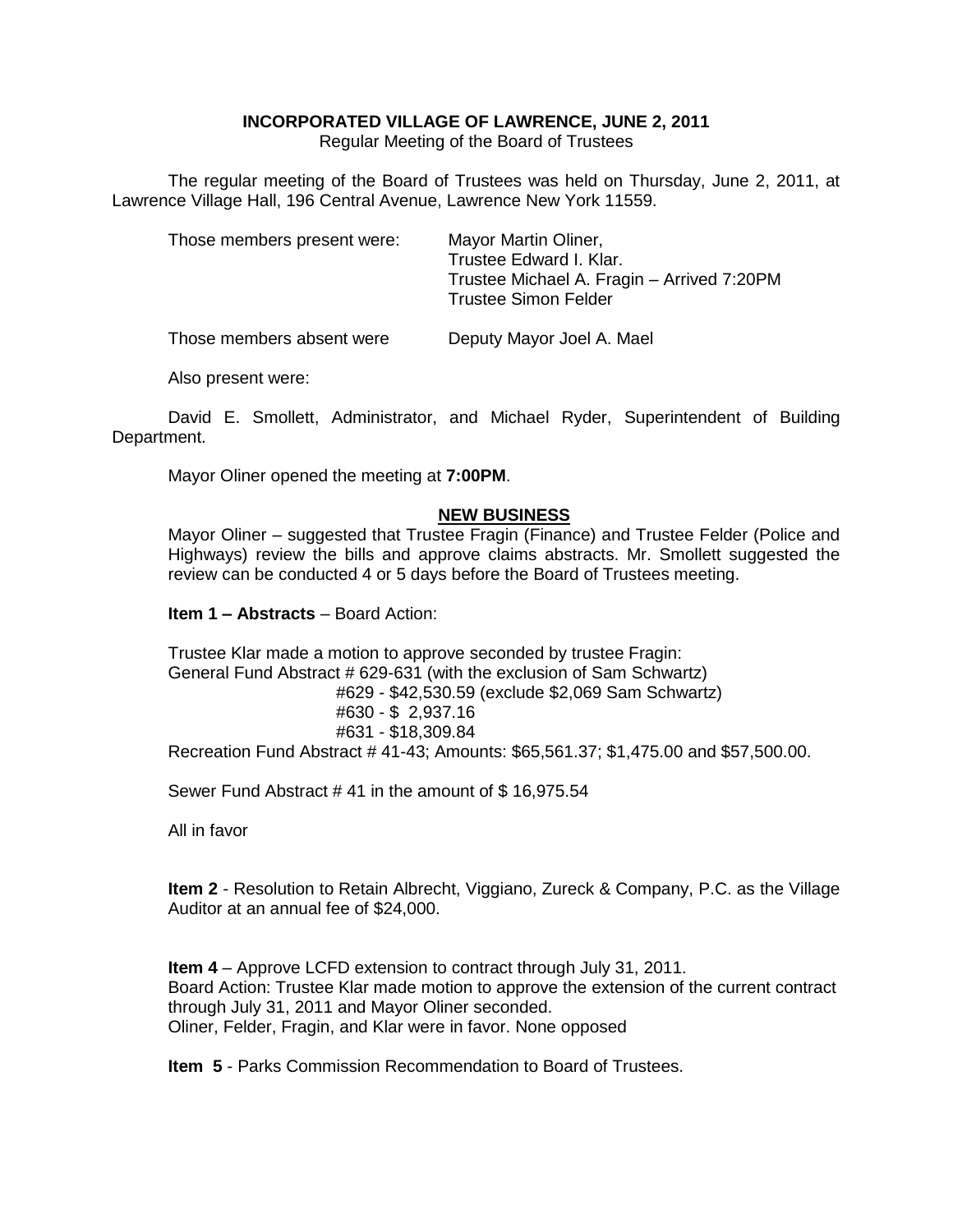**INCORPORATED VILLAGE OF LAWRENCE, JUNE 2, 2011**

Regular Meeting of the Board of Trustees

The regular meeting of the Board of Trustees was held on Thursday, June 2, 2011, at Lawrence Village Hall, 196 Central Avenue, Lawrence New York 11559.

Those members present were: Mayor Martin Oliner,
Trustee Edward I. Klar.
Trustee Michael A. Fragin – Arrived 7:20PM
Trustee Simon Felder

Those members absent were Deputy Mayor Joel A. Mael

Also present were:

David E. Smollett, Administrator, and Michael Ryder, Superintendent of Building Department.

Mayor Oliner opened the meeting at **7:00PM**.

**NEW BUSINESS**

Mayor Oliner – suggested that Trustee Fragin (Finance) and Trustee Felder (Police and Highways) review the bills and approve claims abstracts. Mr. Smollett suggested the review can be conducted 4 or 5 days before the Board of Trustees meeting.

**Item 1 – Abstracts** – Board Action:

Trustee Klar made a motion to approve seconded by trustee Fragin:
General Fund Abstract # 629-631 (with the exclusion of Sam Schwartz)
#629 - $42,530.59 (exclude $2,069 Sam Schwartz)
#630 - $ 2,937.16
#631 - $18,309.84
Recreation Fund Abstract # 41-43; Amounts: $65,561.37; $1,475.00 and $57,500.00.

Sewer Fund Abstract # 41 in the amount of $ 16,975.54

All in favor

**Item 2** - Resolution to Retain Albrecht, Viggiano, Zureck & Company, P.C. as the Village Auditor at an annual fee of $24,000.

**Item 4** – Approve LCFD extension to contract through July 31, 2011.
Board Action: Trustee Klar made motion to approve the extension of the current contract through July 31, 2011 and Mayor Oliner seconded.
Oliner, Felder, Fragin, and Klar were in favor. None opposed

**Item 5** - Parks Commission Recommendation to Board of Trustees.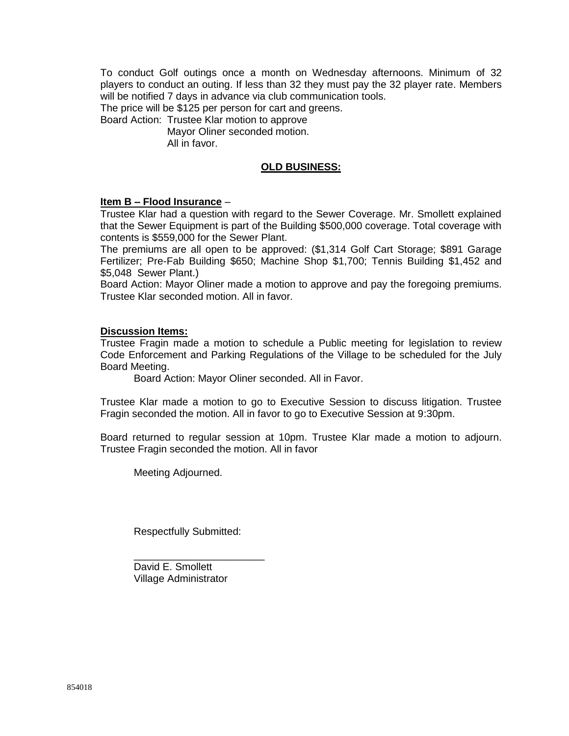To conduct Golf outings once a month on Wednesday afternoons. Minimum of 32 players to conduct an outing. If less than 32 they must pay the 32 player rate. Members will be notified 7 days in advance via club communication tools.
The price will be $125 per person for cart and greens.
Board Action: Trustee Klar motion to approve
Mayor Oliner seconded motion.
All in favor.

## OLD BUSINESS:

**Item B – Flood Insurance** –
Trustee Klar had a question with regard to the Sewer Coverage. Mr. Smollett explained that the Sewer Equipment is part of the Building $500,000 coverage. Total coverage with contents is $559,000 for the Sewer Plant.
The premiums are all open to be approved: ($1,314 Golf Cart Storage; $891 Garage Fertilizer; Pre-Fab Building $650; Machine Shop $1,700; Tennis Building $1,452 and $5,048 Sewer Plant.)
Board Action: Mayor Oliner made a motion to approve and pay the foregoing premiums. Trustee Klar seconded motion. All in favor.

**Discussion Items:**
Trustee Fragin made a motion to schedule a Public meeting for legislation to review Code Enforcement and Parking Regulations of the Village to be scheduled for the July Board Meeting.
Board Action: Mayor Oliner seconded. All in Favor.

Trustee Klar made a motion to go to Executive Session to discuss litigation. Trustee Fragin seconded the motion. All in favor to go to Executive Session at 9:30pm.

Board returned to regular session at 10pm. Trustee Klar made a motion to adjourn. Trustee Fragin seconded the motion. All in favor

Meeting Adjourned.

Respectfully Submitted:

\_\_\_\_\_\_\_\_\_\_\_\_\_\_\_\_\_\_\_\_\_\_\_\_
David E. Smollett
Village Administrator

854018